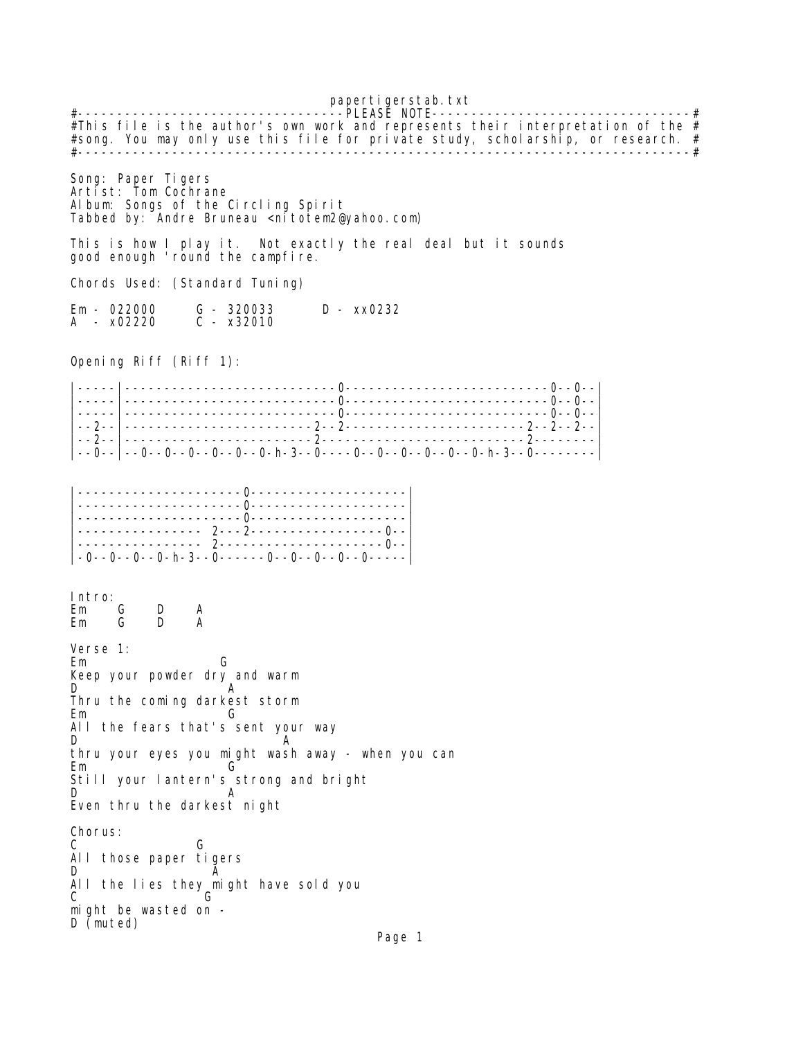papertigerstab.txt

```
#-----------------------------------PLEASE NOTE---------------------------------#
#This file is the author's own work and represents their interpretation of the #
#song. You may only use this file for private study, scholarship, or research. #
#-------------------------------------------------------------------------------#
```

Song: Paper Tigers
Artist: Tom Cochrane
Album: Songs of the Circling Spirit
Tabbed by: Andre Bruneau <nitotem2@yahoo.com)

This is how I play it.  Not exactly the real deal but it sounds
good enough 'round the campfire.

Chords Used: (Standard Tuning)

```
Em - 022000      G - 320033      D - xx0232
A  - x02220      C - x32010
```

Opening Riff (Riff 1):

```
|-----|---------------------------0--------------------------0--0--|
|-----|---------------------------0--------------------------0--0--|
|-----|---------------------------0--------------------------0--0--|
|--2--|------------------------2--2-----------------------2--2--2--|
|--2--|------------------------2--------------------------2--------|
|--0--|--0--0--0--0--0--0-h-3--0----0--0--0--0--0--0-h-3--0--------|


|---------------------0--------------------|
|---------------------0--------------------|
|---------------------0--------------------|
|---------------- 2---2-----------------0--|
|---------------- 2---------------------0--|
|-0--0--0--0-h-3--0------0--0--0--0--0-----|
```

Intro:

```
Em    G    D    A
Em    G    D    A
```

Verse 1:

```
Em                 G
Keep your powder dry and warm
D                 A
Thru the coming darkest storm
Em                 G
All the fears that's sent your way
D                        A
thru your eyes you might wash away - when you can
Em                G
Still your lantern's strong and bright
D                 A
Even thru the darkest night
```

Chorus:

```
C              G
All those paper tigers
D               A
All the lies they might have sold you
C                G
might be wasted on -
D (muted)
```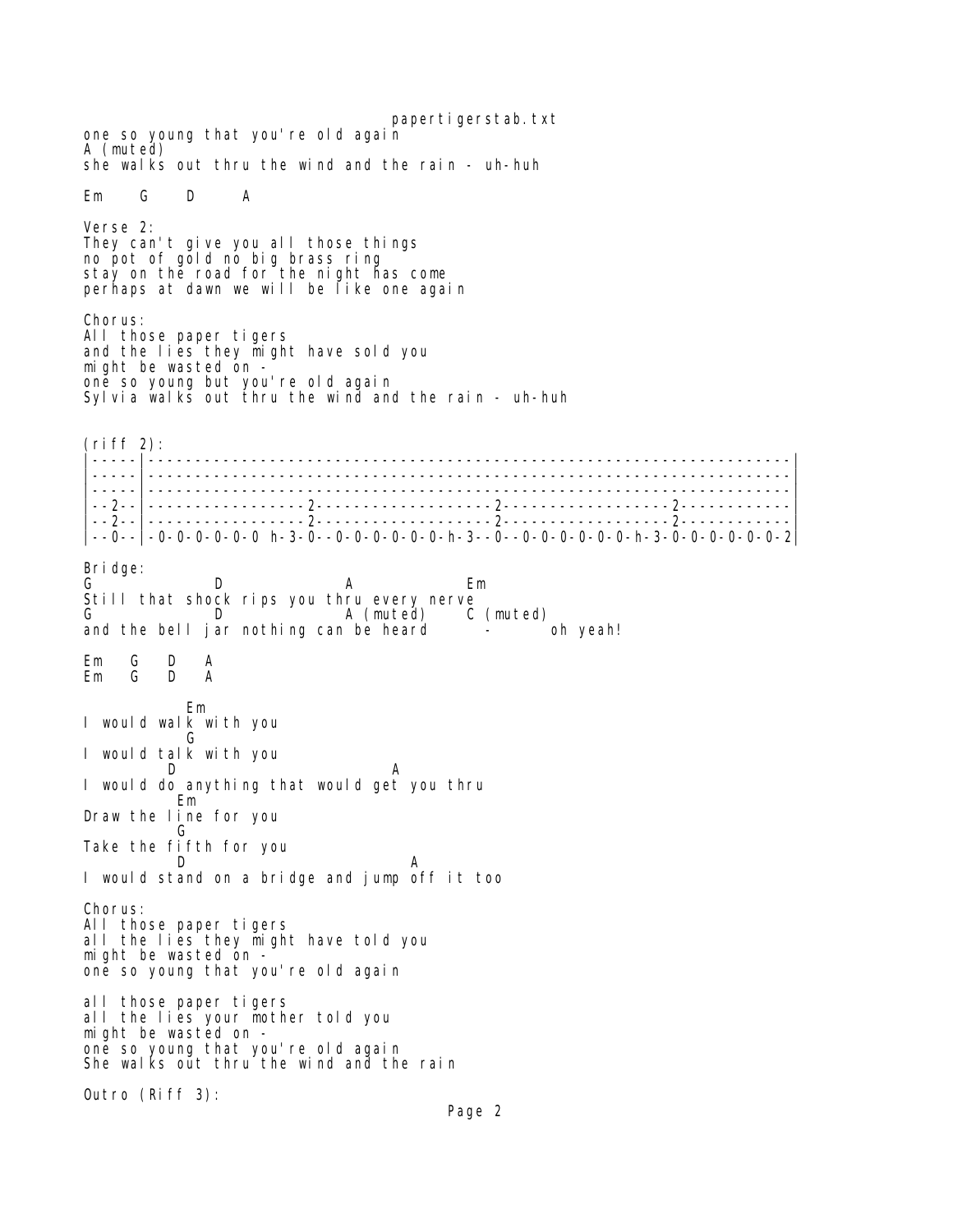```
one so young that you're old again
A (muted)
she walks out thru the wind and the rain - uh-huh

Em     G     D      A

Verse 2:
They can't give you all those things
no pot of gold no big brass ring
stay on the road for the night has come
perhaps at dawn we will be like one again

Chorus:
All those paper tigers
and the lies they might have sold you
might be wasted on -
one so young but you're old again
Sylvia walks out thru the wind and the rain - uh-huh


(riff 2):
|-----|---------------------------------------------------------------------|
|-----|---------------------------------------------------------------------|
|-----|---------------------------------------------------------------------|
|--2--|-----------------2-------------------2------------------2------------|
|--2--|-----------------2-------------------2------------------2------------|
|--0--|-0-0-0-0-0-0 h-3-0--0-0-0-0-0-0-h-3--0--0-0-0-0-0-0-h-3-0-0-0-0-0-0-2|

Bridge:
G             D               A              Em
Still that shock rips you thru every nerve
G             D               A (muted)     C (muted)
and the bell jar nothing can be heard       -       oh yeah!

Em   G   D   A
Em   G   D   A

            Em
I would walk with you
            G
I would talk with you
         D                        A
I would do anything that would get you thru
          Em
Draw the line for you
          G
Take the fifth for you
          D                        A
I would stand on a bridge and jump off it too

Chorus:
All those paper tigers
all the lies they might have told you
might be wasted on -
one so young that you're old again

all those paper tigers
all the lies your mother told you
might be wasted on -
one so young that you're old again
She walks out thru the wind and the rain

Outro (Riff 3):
```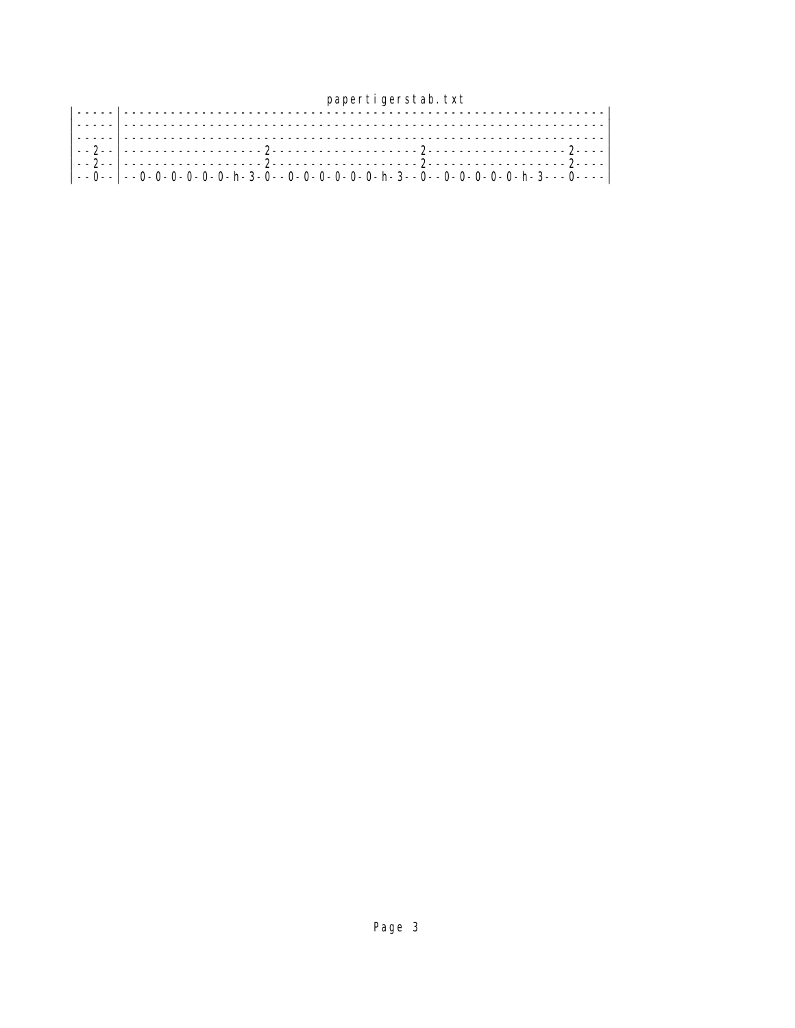```
|-----|-------------------------------------------------------------|
|-----|-------------------------------------------------------------|
|-----|-------------------------------------------------------------|
|--2--|-----------------2-----------------2-----------------2----|
|--2--|-----------------2-----------------2-----------------2----|
|--0--|--0-0-0-0-0-0-h-3-0--0-0-0-0-0-0-h-3--0--0-0-0-0-0-h-3---0----|
```